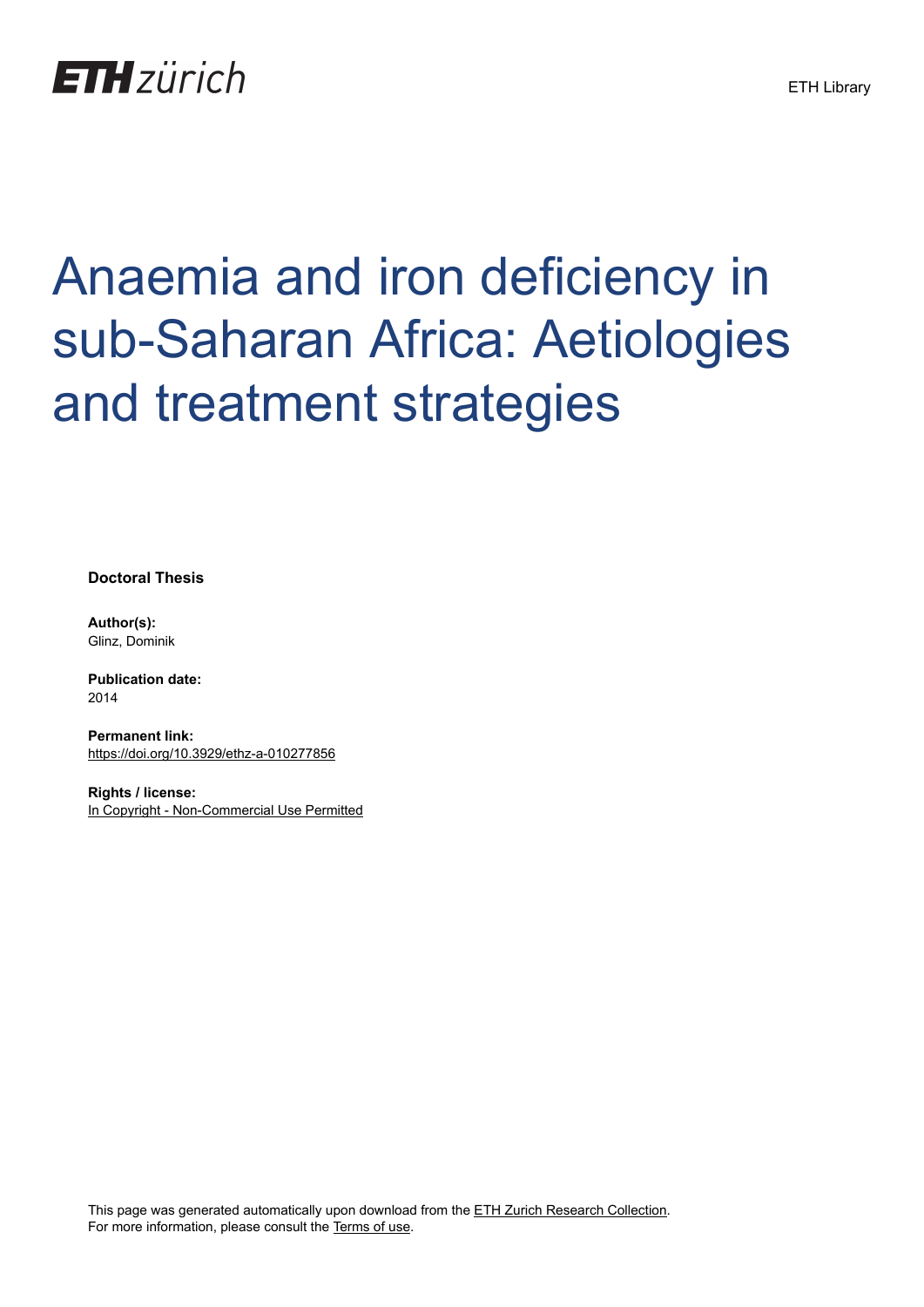ETH zürich

ETH Library

# Anaemia and iron deficiency in sub-Saharan Africa: Aetiologies and treatment strategies

**Doctoral Thesis**

**Author(s):**
Glinz, Dominik

**Publication date:**
2014

**Permanent link:**
https://doi.org/10.3929/ethz-a-010277856

**Rights / license:**
In Copyright - Non-Commercial Use Permitted

This page was generated automatically upon download from the ETH Zurich Research Collection.
For more information, please consult the Terms of use.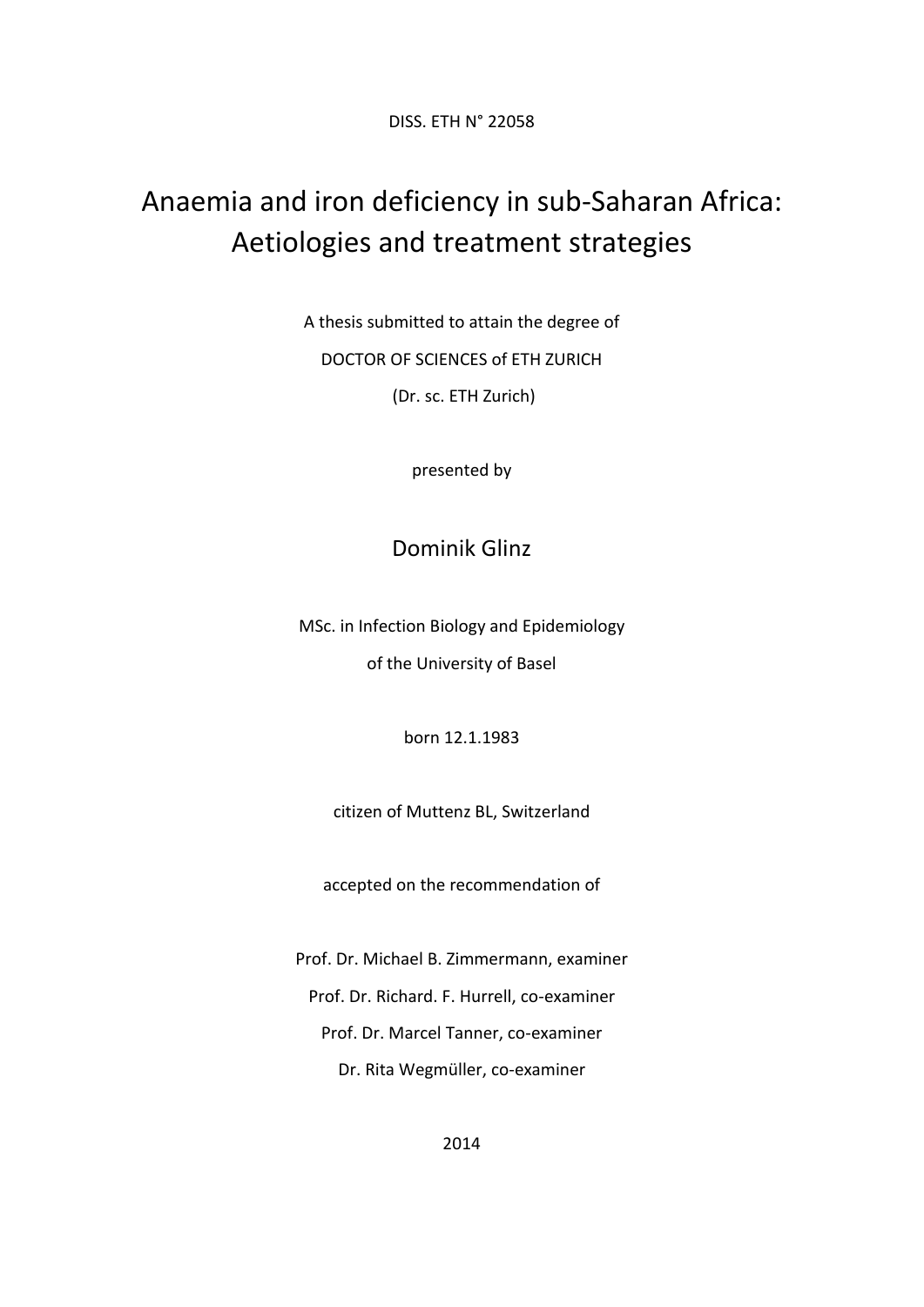DISS. ETH N° 22058

# Anaemia and iron deficiency in sub-Saharan Africa: Aetiologies and treatment strategies

A thesis submitted to attain the degree of

DOCTOR OF SCIENCES of ETH ZURICH

(Dr. sc. ETH Zurich)

presented by

## Dominik Glinz

MSc. in Infection Biology and Epidemiology

of the University of Basel

born 12.1.1983

citizen of Muttenz BL, Switzerland

accepted on the recommendation of

Prof. Dr. Michael B. Zimmermann, examiner

Prof. Dr. Richard. F. Hurrell, co-examiner

Prof. Dr. Marcel Tanner, co-examiner

Dr. Rita Wegmüller, co-examiner

2014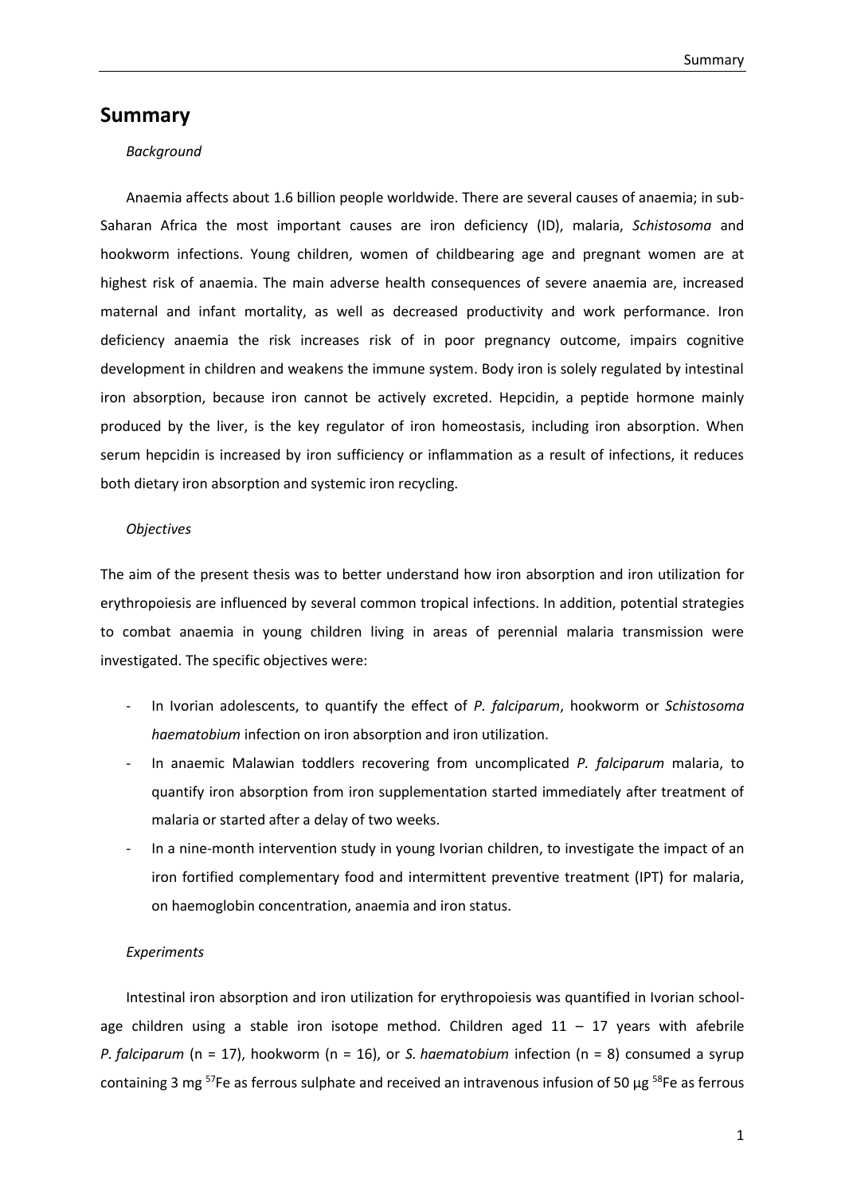# Summary

*Background*

Anaemia affects about 1.6 billion people worldwide. There are several causes of anaemia; in sub-Saharan Africa the most important causes are iron deficiency (ID), malaria, *Schistosoma* and hookworm infections. Young children, women of childbearing age and pregnant women are at highest risk of anaemia. The main adverse health consequences of severe anaemia are, increased maternal and infant mortality, as well as decreased productivity and work performance. Iron deficiency anaemia the risk increases risk of in poor pregnancy outcome, impairs cognitive development in children and weakens the immune system. Body iron is solely regulated by intestinal iron absorption, because iron cannot be actively excreted. Hepcidin, a peptide hormone mainly produced by the liver, is the key regulator of iron homeostasis, including iron absorption. When serum hepcidin is increased by iron sufficiency or inflammation as a result of infections, it reduces both dietary iron absorption and systemic iron recycling.

*Objectives*

The aim of the present thesis was to better understand how iron absorption and iron utilization for erythropoiesis are influenced by several common tropical infections. In addition, potential strategies to combat anaemia in young children living in areas of perennial malaria transmission were investigated. The specific objectives were:

- In Ivorian adolescents, to quantify the effect of *P. falciparum*, hookworm or *Schistosoma haematobium* infection on iron absorption and iron utilization.
- In anaemic Malawian toddlers recovering from uncomplicated *P. falciparum* malaria, to quantify iron absorption from iron supplementation started immediately after treatment of malaria or started after a delay of two weeks.
- In a nine-month intervention study in young Ivorian children, to investigate the impact of an iron fortified complementary food and intermittent preventive treatment (IPT) for malaria, on haemoglobin concentration, anaemia and iron status.

*Experiments*

Intestinal iron absorption and iron utilization for erythropoiesis was quantified in Ivorian school-age children using a stable iron isotope method. Children aged 11 – 17 years with afebrile *P. falciparum* (n = 17), hookworm (n = 16), or *S. haematobium* infection (n = 8) consumed a syrup containing 3 mg $^{57}Fe$ as ferrous sulphate and received an intravenous infusion of 50 µg $^{58}Fe$ as ferrous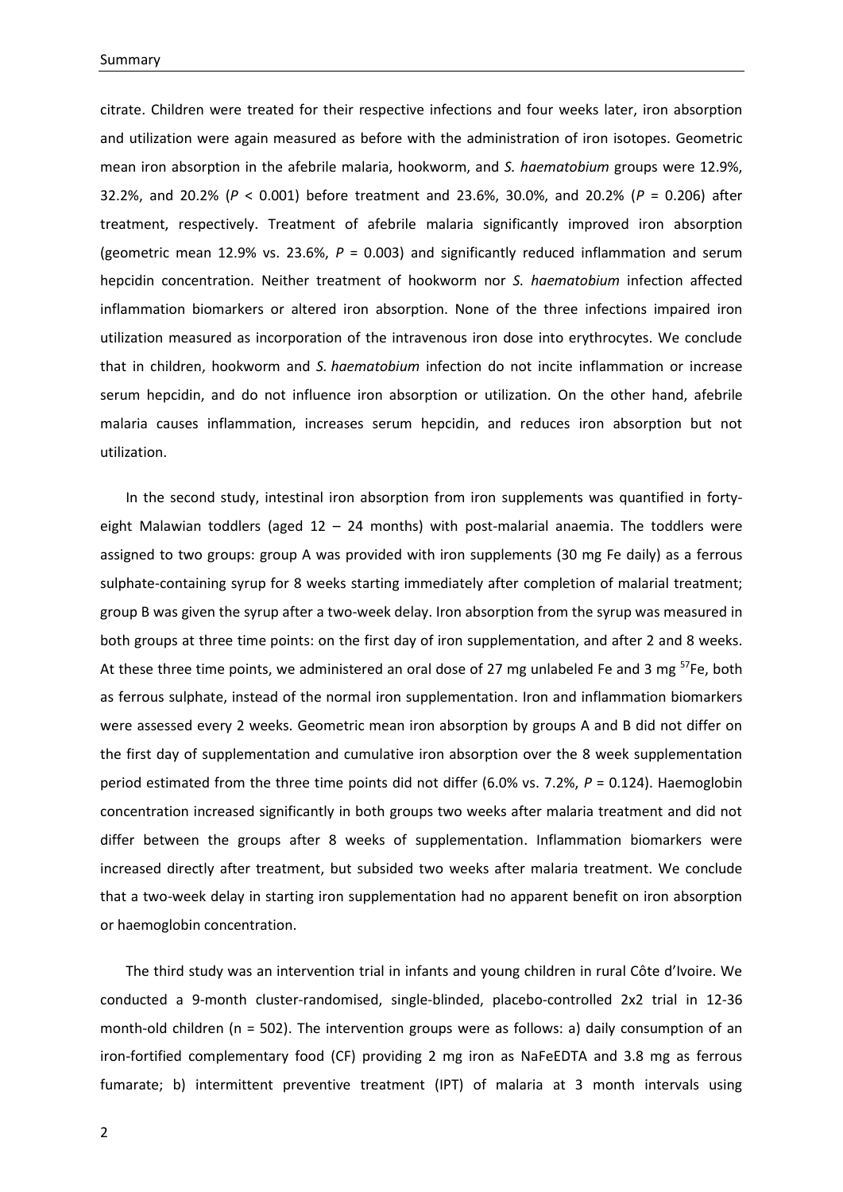citrate. Children were treated for their respective infections and four weeks later, iron absorption and utilization were again measured as before with the administration of iron isotopes. Geometric mean iron absorption in the afebrile malaria, hookworm, and *S. haematobium* groups were 12.9%, 32.2%, and 20.2% ($P$ < 0.001) before treatment and 23.6%, 30.0%, and 20.2% ($P$ = 0.206) after treatment, respectively. Treatment of afebrile malaria significantly improved iron absorption (geometric mean 12.9% vs. 23.6%, $P$ = 0.003) and significantly reduced inflammation and serum hepcidin concentration. Neither treatment of hookworm nor *S. haematobium* infection affected inflammation biomarkers or altered iron absorption. None of the three infections impaired iron utilization measured as incorporation of the intravenous iron dose into erythrocytes. We conclude that in children, hookworm and *S. haematobium* infection do not incite inflammation or increase serum hepcidin, and do not influence iron absorption or utilization. On the other hand, afebrile malaria causes inflammation, increases serum hepcidin, and reduces iron absorption but not utilization.

In the second study, intestinal iron absorption from iron supplements was quantified in forty-eight Malawian toddlers (aged 12 – 24 months) with post-malarial anaemia. The toddlers were assigned to two groups: group A was provided with iron supplements (30 mg Fe daily) as a ferrous sulphate-containing syrup for 8 weeks starting immediately after completion of malarial treatment; group B was given the syrup after a two-week delay. Iron absorption from the syrup was measured in both groups at three time points: on the first day of iron supplementation, and after 2 and 8 weeks. At these three time points, we administered an oral dose of 27 mg unlabeled Fe and 3 mg $^{57}$Fe, both as ferrous sulphate, instead of the normal iron supplementation. Iron and inflammation biomarkers were assessed every 2 weeks. Geometric mean iron absorption by groups A and B did not differ on the first day of supplementation and cumulative iron absorption over the 8 week supplementation period estimated from the three time points did not differ (6.0% vs. 7.2%, $P$ = 0.124). Haemoglobin concentration increased significantly in both groups two weeks after malaria treatment and did not differ between the groups after 8 weeks of supplementation. Inflammation biomarkers were increased directly after treatment, but subsided two weeks after malaria treatment. We conclude that a two-week delay in starting iron supplementation had no apparent benefit on iron absorption or haemoglobin concentration.

The third study was an intervention trial in infants and young children in rural Côte d'Ivoire. We conducted a 9-month cluster-randomised, single-blinded, placebo-controlled 2x2 trial in 12-36 month-old children (n = 502). The intervention groups were as follows: a) daily consumption of an iron-fortified complementary food (CF) providing 2 mg iron as NaFeEDTA and 3.8 mg as ferrous fumarate; b) intermittent preventive treatment (IPT) of malaria at 3 month intervals using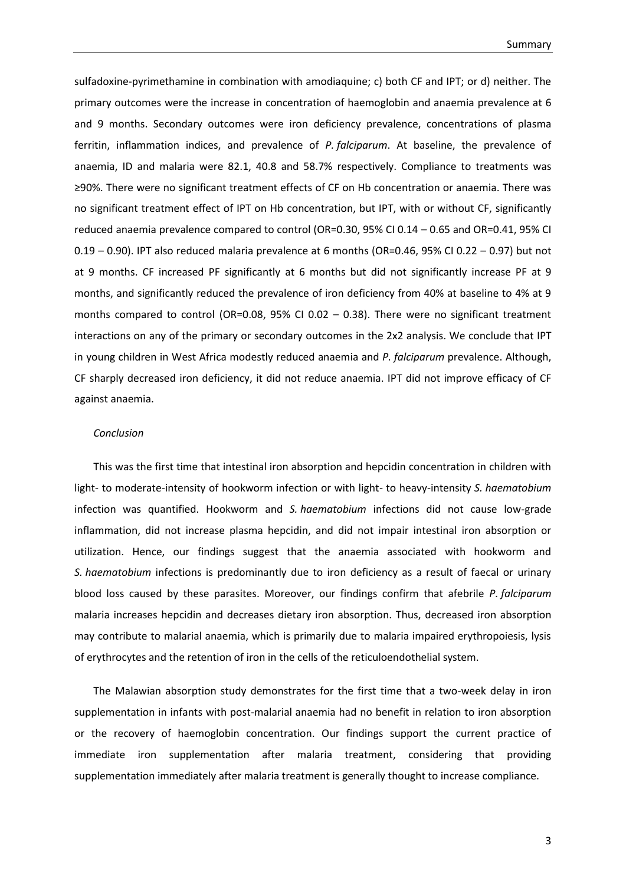sulfadoxine-pyrimethamine in combination with amodiaquine; c) both CF and IPT; or d) neither. The primary outcomes were the increase in concentration of haemoglobin and anaemia prevalence at 6 and 9 months. Secondary outcomes were iron deficiency prevalence, concentrations of plasma ferritin, inflammation indices, and prevalence of *P. falciparum*. At baseline, the prevalence of anaemia, ID and malaria were 82.1, 40.8 and 58.7% respectively. Compliance to treatments was ≥90%. There were no significant treatment effects of CF on Hb concentration or anaemia. There was no significant treatment effect of IPT on Hb concentration, but IPT, with or without CF, significantly reduced anaemia prevalence compared to control (OR=0.30, 95% CI 0.14 – 0.65 and OR=0.41, 95% CI 0.19 – 0.90). IPT also reduced malaria prevalence at 6 months (OR=0.46, 95% CI 0.22 – 0.97) but not at 9 months. CF increased PF significantly at 6 months but did not significantly increase PF at 9 months, and significantly reduced the prevalence of iron deficiency from 40% at baseline to 4% at 9 months compared to control (OR=0.08, 95% CI 0.02 – 0.38). There were no significant treatment interactions on any of the primary or secondary outcomes in the 2x2 analysis. We conclude that IPT in young children in West Africa modestly reduced anaemia and *P. falciparum* prevalence. Although, CF sharply decreased iron deficiency, it did not reduce anaemia. IPT did not improve efficacy of CF against anaemia.

*Conclusion*

This was the first time that intestinal iron absorption and hepcidin concentration in children with light- to moderate-intensity of hookworm infection or with light- to heavy-intensity *S. haematobium* infection was quantified. Hookworm and *S. haematobium* infections did not cause low-grade inflammation, did not increase plasma hepcidin, and did not impair intestinal iron absorption or utilization. Hence, our findings suggest that the anaemia associated with hookworm and *S. haematobium* infections is predominantly due to iron deficiency as a result of faecal or urinary blood loss caused by these parasites. Moreover, our findings confirm that afebrile *P. falciparum* malaria increases hepcidin and decreases dietary iron absorption. Thus, decreased iron absorption may contribute to malarial anaemia, which is primarily due to malaria impaired erythropoiesis, lysis of erythrocytes and the retention of iron in the cells of the reticuloendothelial system.

The Malawian absorption study demonstrates for the first time that a two-week delay in iron supplementation in infants with post-malarial anaemia had no benefit in relation to iron absorption or the recovery of haemoglobin concentration. Our findings support the current practice of immediate iron supplementation after malaria treatment, considering that providing supplementation immediately after malaria treatment is generally thought to increase compliance.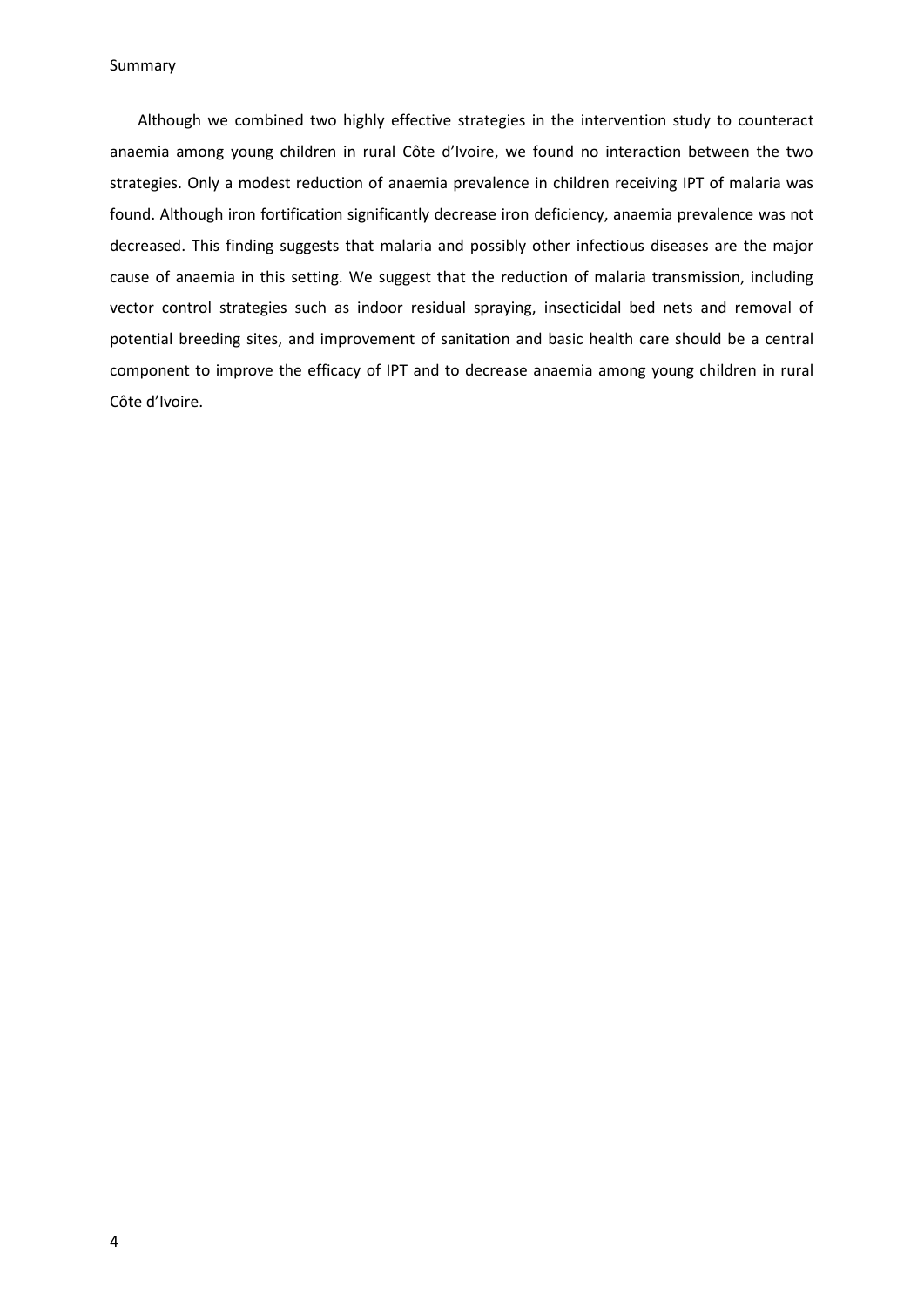Although we combined two highly effective strategies in the intervention study to counteract anaemia among young children in rural Côte d'Ivoire, we found no interaction between the two strategies. Only a modest reduction of anaemia prevalence in children receiving IPT of malaria was found. Although iron fortification significantly decrease iron deficiency, anaemia prevalence was not decreased. This finding suggests that malaria and possibly other infectious diseases are the major cause of anaemia in this setting. We suggest that the reduction of malaria transmission, including vector control strategies such as indoor residual spraying, insecticidal bed nets and removal of potential breeding sites, and improvement of sanitation and basic health care should be a central component to improve the efficacy of IPT and to decrease anaemia among young children in rural Côte d'Ivoire.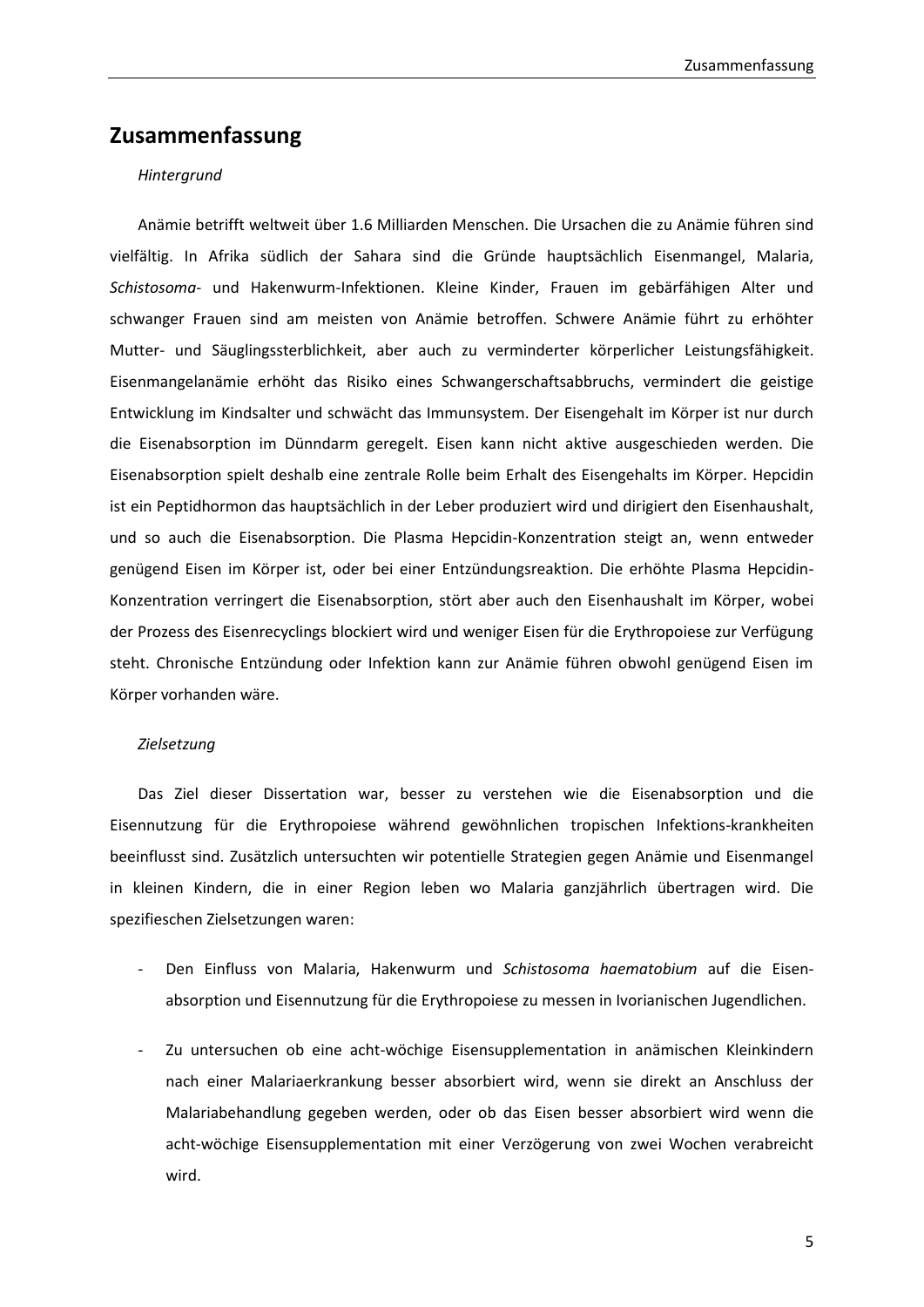## Zusammenfassung

*Hintergrund*

Anämie betrifft weltweit über 1.6 Milliarden Menschen. Die Ursachen die zu Anämie führen sind vielfältig. In Afrika südlich der Sahara sind die Gründe hauptsächlich Eisenmangel, Malaria, *Schistosoma*- und Hakenwurm-Infektionen. Kleine Kinder, Frauen im gebärfähigen Alter und schwanger Frauen sind am meisten von Anämie betroffen. Schwere Anämie führt zu erhöhter Mutter- und Säuglingssterblichkeit, aber auch zu verminderter körperlicher Leistungsfähigkeit. Eisenmangelanämie erhöht das Risiko eines Schwangerschaftsabbruchs, vermindert die geistige Entwicklung im Kindsalter und schwächt das Immunsystem. Der Eisengehalt im Körper ist nur durch die Eisenabsorption im Dünndarm geregelt. Eisen kann nicht aktive ausgeschieden werden. Die Eisenabsorption spielt deshalb eine zentrale Rolle beim Erhalt des Eisengehalts im Körper. Hepcidin ist ein Peptidhormon das hauptsächlich in der Leber produziert wird und dirigiert den Eisenhaushalt, und so auch die Eisenabsorption. Die Plasma Hepcidin-Konzentration steigt an, wenn entweder genügend Eisen im Körper ist, oder bei einer Entzündungsreaktion. Die erhöhte Plasma Hepcidin-Konzentration verringert die Eisenabsorption, stört aber auch den Eisenhaushalt im Körper, wobei der Prozess des Eisenrecyclings blockiert wird und weniger Eisen für die Erythropoiese zur Verfügung steht. Chronische Entzündung oder Infektion kann zur Anämie führen obwohl genügend Eisen im Körper vorhanden wäre.

*Zielsetzung*

Das Ziel dieser Dissertation war, besser zu verstehen wie die Eisenabsorption und die Eisennutzung für die Erythropoiese während gewöhnlichen tropischen Infektions-krankheiten beeinflusst sind. Zusätzlich untersuchten wir potentielle Strategien gegen Anämie und Eisenmangel in kleinen Kindern, die in einer Region leben wo Malaria ganzjährlich übertragen wird. Die spezifieschen Zielsetzungen waren:

- Den Einfluss von Malaria, Hakenwurm und *Schistosoma haematobium* auf die Eisen-absorption und Eisennutzung für die Erythropoiese zu messen in Ivorianischen Jugendlichen.
- Zu untersuchen ob eine acht-wöchige Eisensupplementation in anämischen Kleinkindern nach einer Malariaerkrankung besser absorbiert wird, wenn sie direkt an Anschluss der Malariabehandlung gegeben werden, oder ob das Eisen besser absorbiert wird wenn die acht-wöchige Eisensupplementation mit einer Verzögerung von zwei Wochen verabreicht wird.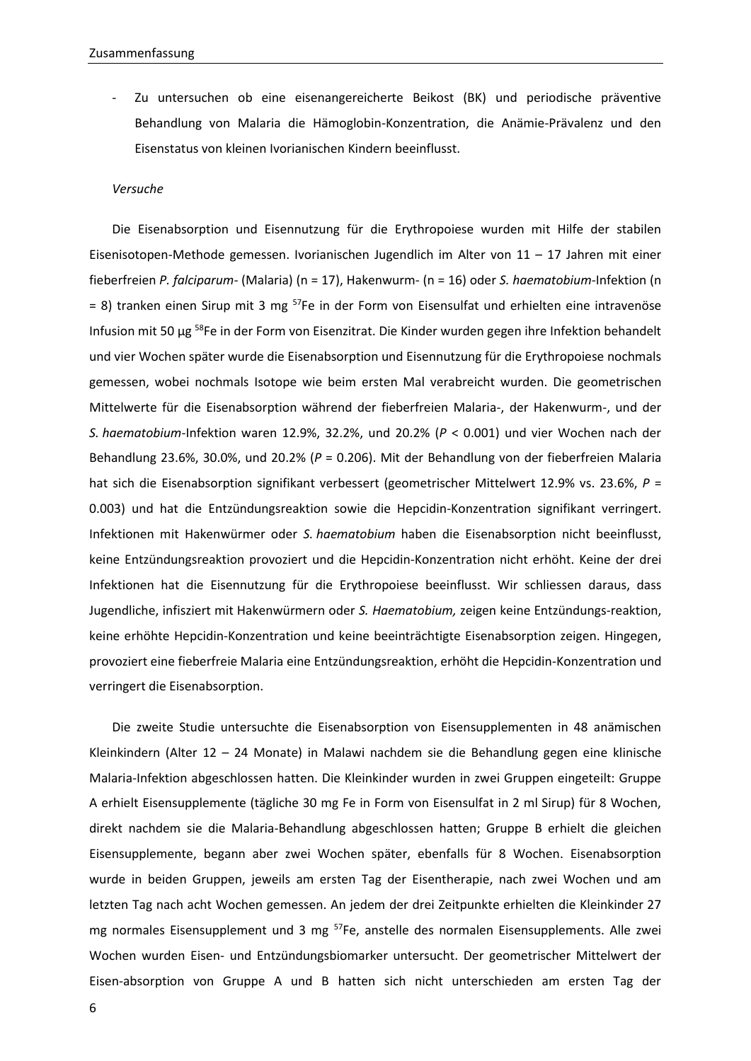- Zu untersuchen ob eine eisenangereicherte Beikost (BK) und periodische präventive Behandlung von Malaria die Hämoglobin-Konzentration, die Anämie-Prävalenz und den Eisenstatus von kleinen Ivorianischen Kindern beeinflusst.

*Versuche*

Die Eisenabsorption und Eisennutzung für die Erythropoiese wurden mit Hilfe der stabilen Eisenisotopen-Methode gemessen. Ivorianischen Jugendlich im Alter von 11 – 17 Jahren mit einer fieberfreien *P. falciparum*- (Malaria) (n = 17), Hakenwurm- (n = 16) oder *S. haematobium*-Infektion (n = 8) tranken einen Sirup mit 3 mg $^{57}$Fe in der Form von Eisensulfat und erhielten eine intravenöse Infusion mit 50 µg $^{58}$Fe in der Form von Eisenzitrat. Die Kinder wurden gegen ihre Infektion behandelt und vier Wochen später wurde die Eisenabsorption und Eisennutzung für die Erythropoiese nochmals gemessen, wobei nochmals Isotope wie beim ersten Mal verabreicht wurden. Die geometrischen Mittelwerte für die Eisenabsorption während der fieberfreien Malaria-, der Hakenwurm-, und der *S. haematobium*-Infektion waren 12.9%, 32.2%, und 20.2% ($P < 0.001$) und vier Wochen nach der Behandlung 23.6%, 30.0%, und 20.2% ($P = 0.206$). Mit der Behandlung von der fieberfreien Malaria hat sich die Eisenabsorption signifikant verbessert (geometrischer Mittelwert 12.9% vs. 23.6%, $P = 0.003$) und hat die Entzündungsreaktion sowie die Hepcidin-Konzentration signifikant verringert. Infektionen mit Hakenwürmer oder *S. haematobium* haben die Eisenabsorption nicht beeinflusst, keine Entzündungsreaktion provoziert und die Hepcidin-Konzentration nicht erhöht. Keine der drei Infektionen hat die Eisennutzung für die Erythropoiese beeinflusst. Wir schliessen daraus, dass Jugendliche, infisziert mit Hakenwürmern oder *S. Haematobium,* zeigen keine Entzündungs-reaktion, keine erhöhte Hepcidin-Konzentration und keine beeinträchtigte Eisenabsorption zeigen. Hingegen, provoziert eine fieberfreie Malaria eine Entzündungsreaktion, erhöht die Hepcidin-Konzentration und verringert die Eisenabsorption.

Die zweite Studie untersuchte die Eisenabsorption von Eisensupplementen in 48 anämischen Kleinkindern (Alter 12 – 24 Monate) in Malawi nachdem sie die Behandlung gegen eine klinische Malaria-Infektion abgeschlossen hatten. Die Kleinkinder wurden in zwei Gruppen eingeteilt: Gruppe A erhielt Eisensupplemente (tägliche 30 mg Fe in Form von Eisensulfat in 2 ml Sirup) für 8 Wochen, direkt nachdem sie die Malaria-Behandlung abgeschlossen hatten; Gruppe B erhielt die gleichen Eisensupplemente, begann aber zwei Wochen später, ebenfalls für 8 Wochen. Eisenabsorption wurde in beiden Gruppen, jeweils am ersten Tag der Eisentherapie, nach zwei Wochen und am letzten Tag nach acht Wochen gemessen. An jedem der drei Zeitpunkte erhielten die Kleinkinder 27 mg normales Eisensupplement und 3 mg $^{57}$Fe, anstelle des normalen Eisensupplements. Alle zwei Wochen wurden Eisen- und Entzündungsbiomarker untersucht. Der geometrischer Mittelwert der Eisen-absorption von Gruppe A und B hatten sich nicht unterschieden am ersten Tag der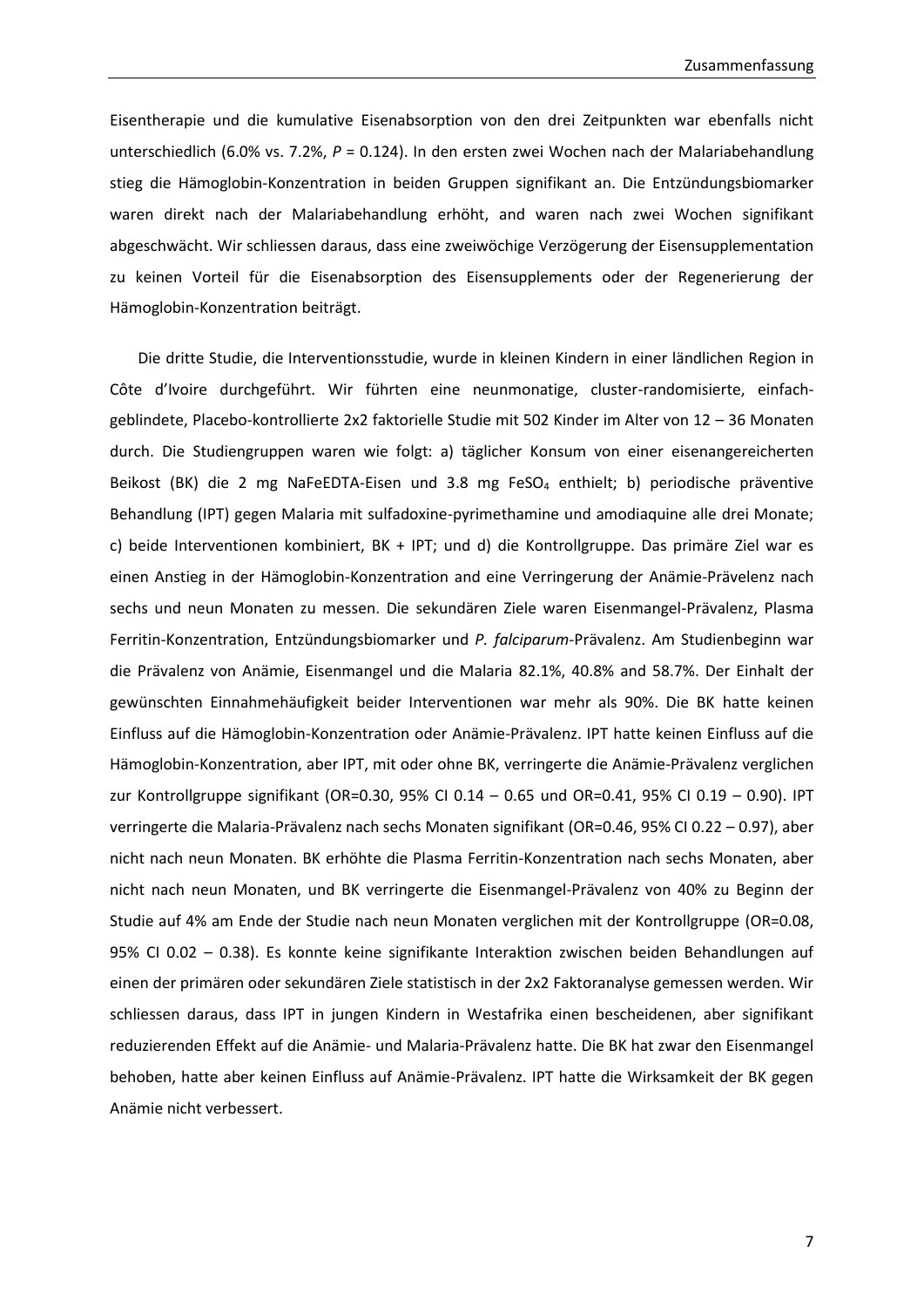Eisentherapie und die kumulative Eisenabsorption von den drei Zeitpunkten war ebenfalls nicht unterschiedlich (6.0% vs. 7.2%, *P* = 0.124). In den ersten zwei Wochen nach der Malariabehandlung stieg die Hämoglobin-Konzentration in beiden Gruppen signifikant an. Die Entzündungsbiomarker waren direkt nach der Malariabehandlung erhöht, and waren nach zwei Wochen signifikant abgeschwächt. Wir schliessen daraus, dass eine zweiwöchige Verzögerung der Eisensupplementation zu keinen Vorteil für die Eisenabsorption des Eisensupplements oder der Regenerierung der Hämoglobin-Konzentration beiträgt.

Die dritte Studie, die Interventionsstudie, wurde in kleinen Kindern in einer ländlichen Region in Côte d'Ivoire durchgeführt. Wir führten eine neunmonatige, cluster-randomisierte, einfach-geblindete, Placebo-kontrollierte 2x2 faktorielle Studie mit 502 Kinder im Alter von 12 – 36 Monaten durch. Die Studiengruppen waren wie folgt: a) täglicher Konsum von einer eisenangereicherten Beikost (BK) die 2 mg NaFeEDTA-Eisen und 3.8 mg $FeSO_4$ enthielt; b) periodische präventive Behandlung (IPT) gegen Malaria mit sulfadoxine-pyrimethamine und amodiaquine alle drei Monate; c) beide Interventionen kombiniert, BK + IPT; und d) die Kontrollgruppe. Das primäre Ziel war es einen Anstieg in der Hämoglobin-Konzentration and eine Verringerung der Anämie-Prävelenz nach sechs und neun Monaten zu messen. Die sekundären Ziele waren Eisenmangel-Prävalenz, Plasma Ferritin-Konzentration, Entzündungsbiomarker und *P. falciparum*-Prävalenz. Am Studienbeginn war die Prävalenz von Anämie, Eisenmangel und die Malaria 82.1%, 40.8% and 58.7%. Der Einhalt der gewünschten Einnahmehäufigkeit beider Interventionen war mehr als 90%. Die BK hatte keinen Einfluss auf die Hämoglobin-Konzentration oder Anämie-Prävalenz. IPT hatte keinen Einfluss auf die Hämoglobin-Konzentration, aber IPT, mit oder ohne BK, verringerte die Anämie-Prävalenz verglichen zur Kontrollgruppe signifikant (OR=0.30, 95% CI 0.14 – 0.65 und OR=0.41, 95% CI 0.19 – 0.90). IPT verringerte die Malaria-Prävalenz nach sechs Monaten signifikant (OR=0.46, 95% CI 0.22 – 0.97), aber nicht nach neun Monaten. BK erhöhte die Plasma Ferritin-Konzentration nach sechs Monaten, aber nicht nach neun Monaten, und BK verringerte die Eisenmangel-Prävalenz von 40% zu Beginn der Studie auf 4% am Ende der Studie nach neun Monaten verglichen mit der Kontrollgruppe (OR=0.08, 95% CI 0.02 – 0.38). Es konnte keine signifikante Interaktion zwischen beiden Behandlungen auf einen der primären oder sekundären Ziele statistisch in der 2x2 Faktoranalyse gemessen werden. Wir schliessen daraus, dass IPT in jungen Kindern in Westafrika einen bescheidenen, aber signifikant reduzierenden Effekt auf die Anämie- und Malaria-Prävalenz hatte. Die BK hat zwar den Eisenmangel behoben, hatte aber keinen Einfluss auf Anämie-Prävalenz. IPT hatte die Wirksamkeit der BK gegen Anämie nicht verbessert.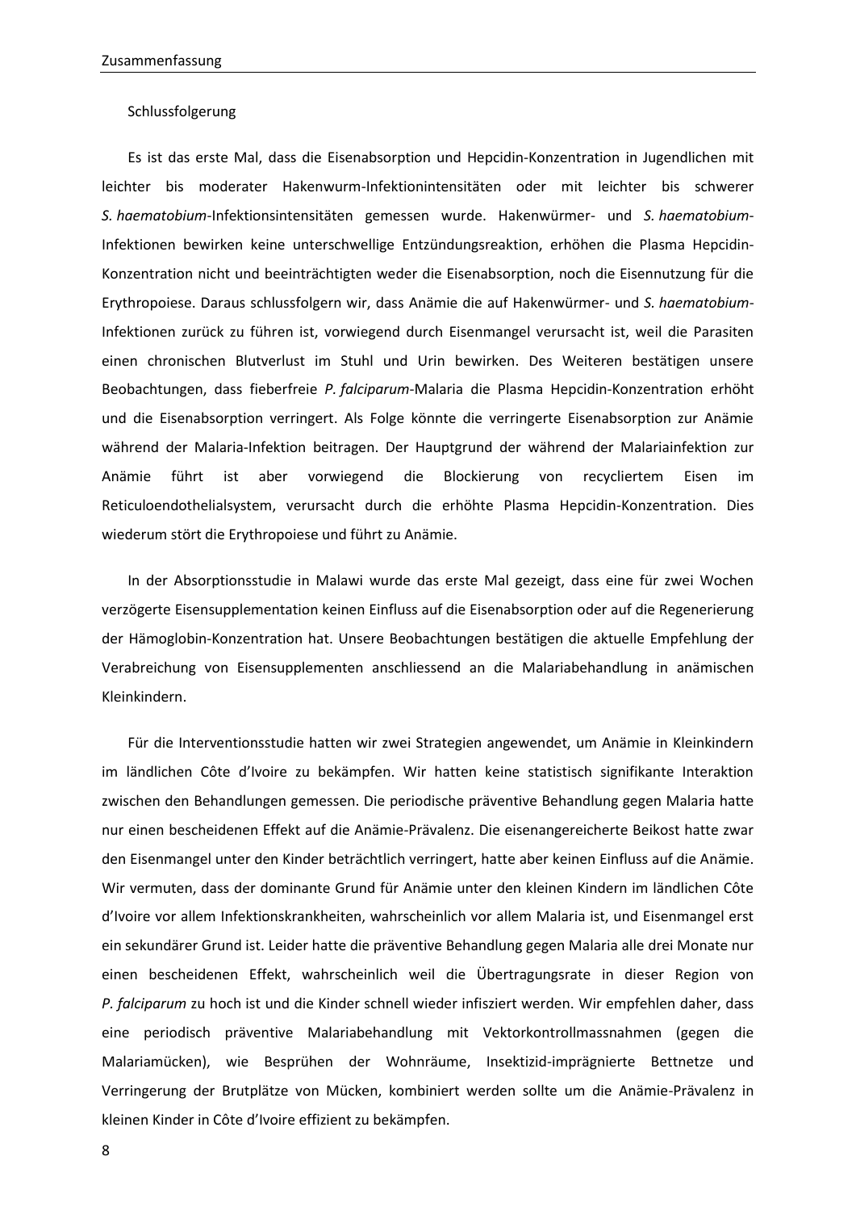Schlussfolgerung

Es ist das erste Mal, dass die Eisenabsorption und Hepcidin-Konzentration in Jugendlichen mit leichter bis moderater Hakenwurm-Infektionintensitäten oder mit leichter bis schwerer *S. haematobium*-Infektionsintensitäten gemessen wurde. Hakenwürmer- und *S. haematobium*-Infektionen bewirken keine unterschwellige Entzündungsreaktion, erhöhen die Plasma Hepcidin-Konzentration nicht und beeinträchtigten weder die Eisenabsorption, noch die Eisennutzung für die Erythropoiese. Daraus schlussfolgern wir, dass Anämie die auf Hakenwürmer- und *S. haematobium*-Infektionen zurück zu führen ist, vorwiegend durch Eisenmangel verursacht ist, weil die Parasiten einen chronischen Blutverlust im Stuhl und Urin bewirken. Des Weiteren bestätigen unsere Beobachtungen, dass fieberfreie *P. falciparum*-Malaria die Plasma Hepcidin-Konzentration erhöht und die Eisenabsorption verringert. Als Folge könnte die verringerte Eisenabsorption zur Anämie während der Malaria-Infektion beitragen. Der Hauptgrund der während der Malariainfektion zur Anämie führt ist aber vorwiegend die Blockierung von recycliertem Eisen im Reticuloendothelialsystem, verursacht durch die erhöhte Plasma Hepcidin-Konzentration. Dies wiederum stört die Erythropoiese und führt zu Anämie.

In der Absorptionsstudie in Malawi wurde das erste Mal gezeigt, dass eine für zwei Wochen verzögerte Eisensupplementation keinen Einfluss auf die Eisenabsorption oder auf die Regenerierung der Hämoglobin-Konzentration hat. Unsere Beobachtungen bestätigen die aktuelle Empfehlung der Verabreichung von Eisensupplementen anschliessend an die Malariabehandlung in anämischen Kleinkindern.

Für die Interventionsstudie hatten wir zwei Strategien angewendet, um Anämie in Kleinkindern im ländlichen Côte d'Ivoire zu bekämpfen. Wir hatten keine statistisch signifikante Interaktion zwischen den Behandlungen gemessen. Die periodische präventive Behandlung gegen Malaria hatte nur einen bescheidenen Effekt auf die Anämie-Prävalenz. Die eisenangereicherte Beikost hatte zwar den Eisenmangel unter den Kinder beträchtlich verringert, hatte aber keinen Einfluss auf die Anämie. Wir vermuten, dass der dominante Grund für Anämie unter den kleinen Kindern im ländlichen Côte d'Ivoire vor allem Infektionskrankheiten, wahrscheinlich vor allem Malaria ist, und Eisenmangel erst ein sekundärer Grund ist. Leider hatte die präventive Behandlung gegen Malaria alle drei Monate nur einen bescheidenen Effekt, wahrscheinlich weil die Übertragungsrate in dieser Region von *P. falciparum* zu hoch ist und die Kinder schnell wieder infisziert werden. Wir empfehlen daher, dass eine periodisch präventive Malariabehandlung mit Vektorkontrollmassnahmen (gegen die Malariamücken), wie Besprühen der Wohnräume, Insektizid-imprägnierte Bettnetze und Verringerung der Brutplätze von Mücken, kombiniert werden sollte um die Anämie-Prävalenz in kleinen Kinder in Côte d'Ivoire effizient zu bekämpfen.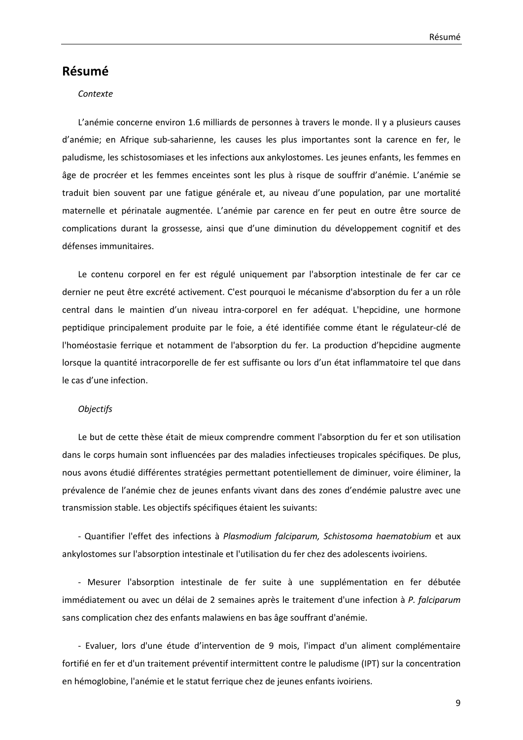# Résumé

*Contexte*

L'anémie concerne environ 1.6 milliards de personnes à travers le monde. Il y a plusieurs causes d'anémie; en Afrique sub-saharienne, les causes les plus importantes sont la carence en fer, le paludisme, les schistosomiases et les infections aux ankylostomes. Les jeunes enfants, les femmes en âge de procréer et les femmes enceintes sont les plus à risque de souffrir d'anémie. L'anémie se traduit bien souvent par une fatigue générale et, au niveau d'une population, par une mortalité maternelle et périnatale augmentée. L'anémie par carence en fer peut en outre être source de complications durant la grossesse, ainsi que d'une diminution du développement cognitif et des défenses immunitaires.

Le contenu corporel en fer est régulé uniquement par l'absorption intestinale de fer car ce dernier ne peut être excrété activement. C'est pourquoi le mécanisme d'absorption du fer a un rôle central dans le maintien d'un niveau intra-corporel en fer adéquat. L'hepcidine, une hormone peptidique principalement produite par le foie, a été identifiée comme étant le régulateur-clé de l'homéostasie ferrique et notamment de l'absorption du fer. La production d'hepcidine augmente lorsque la quantité intracorporelle de fer est suffisante ou lors d'un état inflammatoire tel que dans le cas d'une infection.

*Objectifs*

Le but de cette thèse était de mieux comprendre comment l'absorption du fer et son utilisation dans le corps humain sont influencées par des maladies infectieuses tropicales spécifiques. De plus, nous avons étudié différentes stratégies permettant potentiellement de diminuer, voire éliminer, la prévalence de l'anémie chez de jeunes enfants vivant dans des zones d'endémie palustre avec une transmission stable. Les objectifs spécifiques étaient les suivants:

- Quantifier l'effet des infections à *Plasmodium falciparum, Schistosoma haematobium* et aux ankylostomes sur l'absorption intestinale et l'utilisation du fer chez des adolescents ivoiriens.

- Mesurer l'absorption intestinale de fer suite à une supplémentation en fer débutée immédiatement ou avec un délai de 2 semaines après le traitement d'une infection à *P. falciparum* sans complication chez des enfants malawiens en bas âge souffrant d'anémie.

- Evaluer, lors d'une étude d'intervention de 9 mois, l'impact d'un aliment complémentaire fortifié en fer et d'un traitement préventif intermittent contre le paludisme (IPT) sur la concentration en hémoglobine, l'anémie et le statut ferrique chez de jeunes enfants ivoiriens.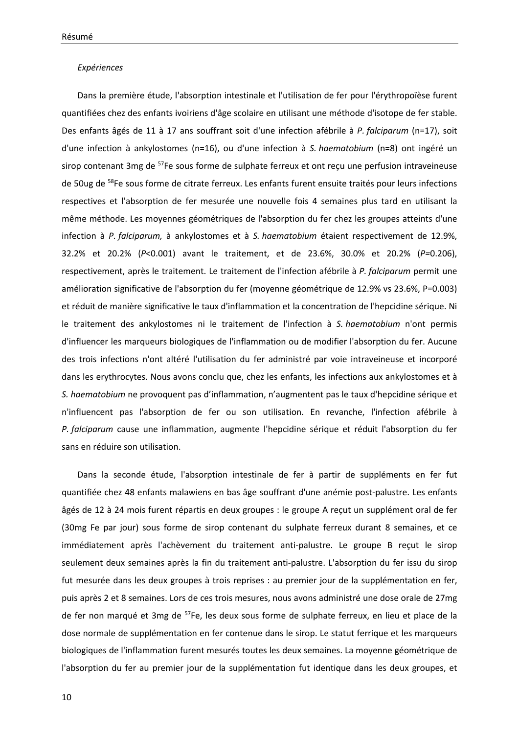*Expériences*

Dans la première étude, l'absorption intestinale et l'utilisation de fer pour l'érythropoïèse furent quantifiées chez des enfants ivoiriens d'âge scolaire en utilisant une méthode d'isotope de fer stable. Des enfants âgés de 11 à 17 ans souffrant soit d'une infection afébrile à *P. falciparum* (n=17), soit d'une infection à ankylostomes (n=16), ou d'une infection à *S. haematobium* (n=8) ont ingéré un sirop contenant 3mg de $^{57}$Fe sous forme de sulphate ferreux et ont reçu une perfusion intraveineuse de 50ug de $^{58}$Fe sous forme de citrate ferreux. Les enfants furent ensuite traités pour leurs infections respectives et l'absorption de fer mesurée une nouvelle fois 4 semaines plus tard en utilisant la même méthode. Les moyennes géométriques de l'absorption du fer chez les groupes atteints d'une infection à *P. falciparum,* à ankylostomes et à *S. haematobium* étaient respectivement de 12.9%, 32.2% et 20.2% (*P*<0.001) avant le traitement, et de 23.6%, 30.0% et 20.2% (*P*=0.206), respectivement, après le traitement. Le traitement de l'infection afébrile à *P. falciparum* permit une amélioration significative de l'absorption du fer (moyenne géométrique de 12.9% vs 23.6%, P=0.003) et réduit de manière significative le taux d'inflammation et la concentration de l'hepcidine sérique. Ni le traitement des ankylostomes ni le traitement de l'infection à *S. haematobium* n'ont permis d'influencer les marqueurs biologiques de l'inflammation ou de modifier l'absorption du fer. Aucune des trois infections n'ont altéré l'utilisation du fer administré par voie intraveineuse et incorporé dans les erythrocytes. Nous avons conclu que, chez les enfants, les infections aux ankylostomes et à *S. haematobium* ne provoquent pas d'inflammation, n'augmentent pas le taux d'hepcidine sérique et n'influencent pas l'absorption de fer ou son utilisation. En revanche, l'infection afébrile à *P. falciparum* cause une inflammation, augmente l'hepcidine sérique et réduit l'absorption du fer sans en réduire son utilisation.

Dans la seconde étude, l'absorption intestinale de fer à partir de suppléments en fer fut quantifiée chez 48 enfants malawiens en bas âge souffrant d'une anémie post-palustre. Les enfants âgés de 12 à 24 mois furent répartis en deux groupes : le groupe A reçut un supplément oral de fer (30mg Fe par jour) sous forme de sirop contenant du sulphate ferreux durant 8 semaines, et ce immédiatement après l'achèvement du traitement anti-palustre. Le groupe B reçut le sirop seulement deux semaines après la fin du traitement anti-palustre. L'absorption du fer issu du sirop fut mesurée dans les deux groupes à trois reprises : au premier jour de la supplémentation en fer, puis après 2 et 8 semaines. Lors de ces trois mesures, nous avons administré une dose orale de 27mg de fer non marqué et 3mg de $^{57}$Fe, les deux sous forme de sulphate ferreux, en lieu et place de la dose normale de supplémentation en fer contenue dans le sirop. Le statut ferrique et les marqueurs biologiques de l'inflammation furent mesurés toutes les deux semaines. La moyenne géométrique de l'absorption du fer au premier jour de la supplémentation fut identique dans les deux groupes, et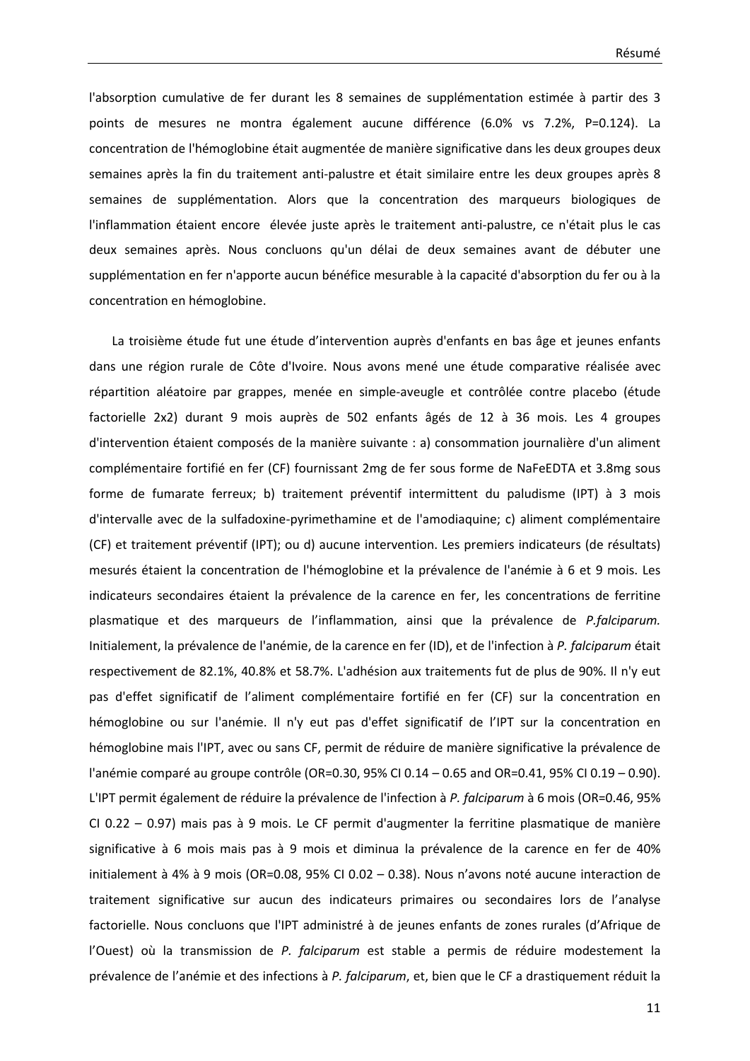l'absorption cumulative de fer durant les 8 semaines de supplémentation estimée à partir des 3 points de mesures ne montra également aucune différence (6.0% vs 7.2%, P=0.124). La concentration de l'hémoglobine était augmentée de manière significative dans les deux groupes deux semaines après la fin du traitement anti-palustre et était similaire entre les deux groupes après 8 semaines de supplémentation. Alors que la concentration des marqueurs biologiques de l'inflammation étaient encore élevée juste après le traitement anti-palustre, ce n'était plus le cas deux semaines après. Nous concluons qu'un délai de deux semaines avant de débuter une supplémentation en fer n'apporte aucun bénéfice mesurable à la capacité d'absorption du fer ou à la concentration en hémoglobine.

La troisième étude fut une étude d'intervention auprès d'enfants en bas âge et jeunes enfants dans une région rurale de Côte d'Ivoire. Nous avons mené une étude comparative réalisée avec répartition aléatoire par grappes, menée en simple-aveugle et contrôlée contre placebo (étude factorielle 2x2) durant 9 mois auprès de 502 enfants âgés de 12 à 36 mois. Les 4 groupes d'intervention étaient composés de la manière suivante : a) consommation journalière d'un aliment complémentaire fortifié en fer (CF) fournissant 2mg de fer sous forme de NaFeEDTA et 3.8mg sous forme de fumarate ferreux; b) traitement préventif intermittent du paludisme (IPT) à 3 mois d'intervalle avec de la sulfadoxine-pyrimethamine et de l'amodiaquine; c) aliment complémentaire (CF) et traitement préventif (IPT); ou d) aucune intervention. Les premiers indicateurs (de résultats) mesurés étaient la concentration de l'hémoglobine et la prévalence de l'anémie à 6 et 9 mois. Les indicateurs secondaires étaient la prévalence de la carence en fer, les concentrations de ferritine plasmatique et des marqueurs de l'inflammation, ainsi que la prévalence de *P.falciparum.* Initialement, la prévalence de l'anémie, de la carence en fer (ID), et de l'infection à *P. falciparum* était respectivement de 82.1%, 40.8% et 58.7%. L'adhésion aux traitements fut de plus de 90%. Il n'y eut pas d'effet significatif de l'aliment complémentaire fortifié en fer (CF) sur la concentration en hémoglobine ou sur l'anémie. Il n'y eut pas d'effet significatif de l'IPT sur la concentration en hémoglobine mais l'IPT, avec ou sans CF, permit de réduire de manière significative la prévalence de l'anémie comparé au groupe contrôle (OR=0.30, 95% CI 0.14 – 0.65 and OR=0.41, 95% CI 0.19 – 0.90). L'IPT permit également de réduire la prévalence de l'infection à *P. falciparum* à 6 mois (OR=0.46, 95% CI 0.22 – 0.97) mais pas à 9 mois. Le CF permit d'augmenter la ferritine plasmatique de manière significative à 6 mois mais pas à 9 mois et diminua la prévalence de la carence en fer de 40% initialement à 4% à 9 mois (OR=0.08, 95% CI 0.02 – 0.38). Nous n'avons noté aucune interaction de traitement significative sur aucun des indicateurs primaires ou secondaires lors de l'analyse factorielle. Nous concluons que l'IPT administré à de jeunes enfants de zones rurales (d'Afrique de l'Ouest) où la transmission de *P. falciparum* est stable a permis de réduire modestement la prévalence de l'anémie et des infections à *P. falciparum*, et, bien que le CF a drastiquement réduit la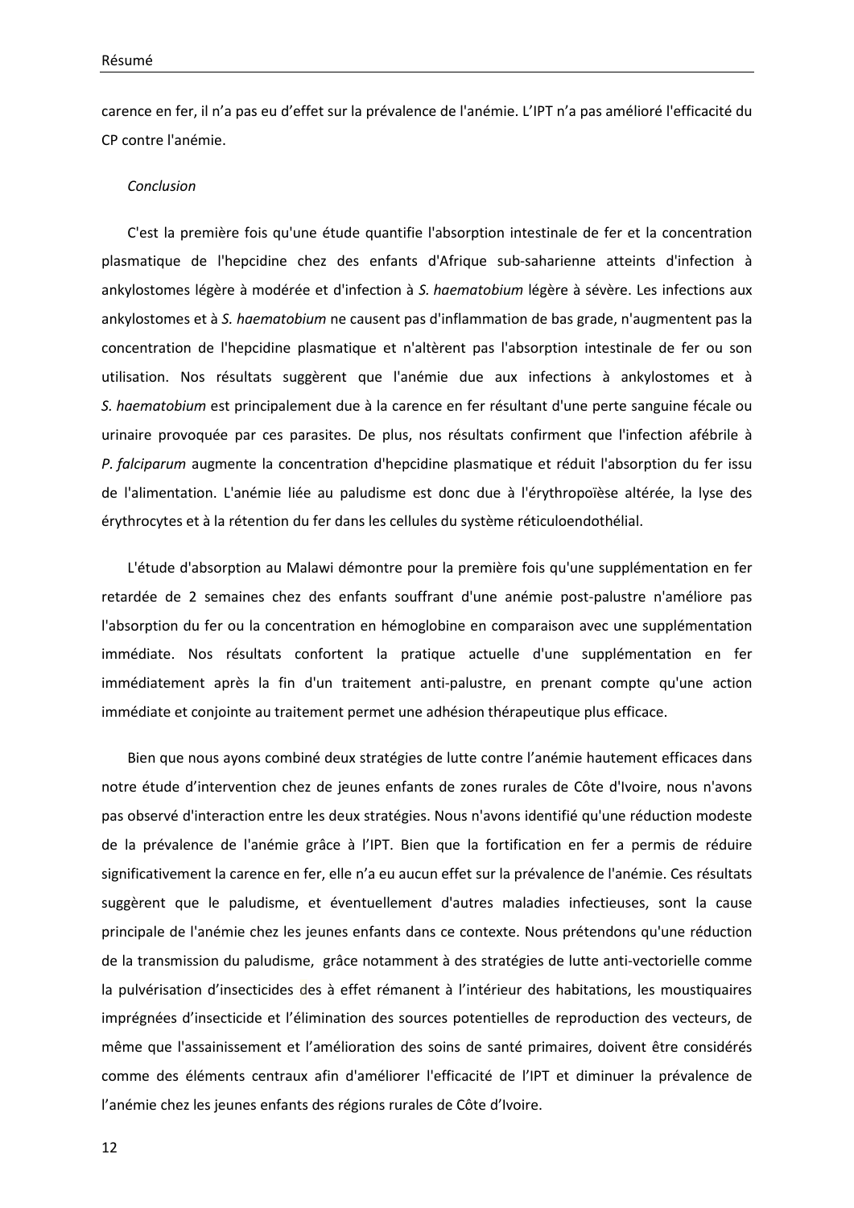carence en fer, il n'a pas eu d'effet sur la prévalence de l'anémie. L'IPT n'a pas amélioré l'efficacité du CP contre l'anémie.

*Conclusion*

C'est la première fois qu'une étude quantifie l'absorption intestinale de fer et la concentration plasmatique de l'hepcidine chez des enfants d'Afrique sub-saharienne atteints d'infection à ankylostomes légère à modérée et d'infection à *S. haematobium* légère à sévère. Les infections aux ankylostomes et à *S. haematobium* ne causent pas d'inflammation de bas grade, n'augmentent pas la concentration de l'hepcidine plasmatique et n'altèrent pas l'absorption intestinale de fer ou son utilisation. Nos résultats suggèrent que l'anémie due aux infections à ankylostomes et à *S. haematobium* est principalement due à la carence en fer résultant d'une perte sanguine fécale ou urinaire provoquée par ces parasites. De plus, nos résultats confirment que l'infection afébrile à *P. falciparum* augmente la concentration d'hepcidine plasmatique et réduit l'absorption du fer issu de l'alimentation. L'anémie liée au paludisme est donc due à l'érythropoïèse altérée, la lyse des érythrocytes et à la rétention du fer dans les cellules du système réticuloendothélial.

L'étude d'absorption au Malawi démontre pour la première fois qu'une supplémentation en fer retardée de 2 semaines chez des enfants souffrant d'une anémie post-palustre n'améliore pas l'absorption du fer ou la concentration en hémoglobine en comparaison avec une supplémentation immédiate. Nos résultats confortent la pratique actuelle d'une supplémentation en fer immédiatement après la fin d'un traitement anti-palustre, en prenant compte qu'une action immédiate et conjointe au traitement permet une adhésion thérapeutique plus efficace.

Bien que nous ayons combiné deux stratégies de lutte contre l'anémie hautement efficaces dans notre étude d'intervention chez de jeunes enfants de zones rurales de Côte d'Ivoire, nous n'avons pas observé d'interaction entre les deux stratégies. Nous n'avons identifié qu'une réduction modeste de la prévalence de l'anémie grâce à l'IPT. Bien que la fortification en fer a permis de réduire significativement la carence en fer, elle n'a eu aucun effet sur la prévalence de l'anémie. Ces résultats suggèrent que le paludisme, et éventuellement d'autres maladies infectieuses, sont la cause principale de l'anémie chez les jeunes enfants dans ce contexte. Nous prétendons qu'une réduction de la transmission du paludisme, grâce notamment à des stratégies de lutte anti-vectorielle comme la pulvérisation d'insecticides des à effet rémanent à l'intérieur des habitations, les moustiquaires imprégnées d'insecticide et l'élimination des sources potentielles de reproduction des vecteurs, de même que l'assainissement et l'amélioration des soins de santé primaires, doivent être considérés comme des éléments centraux afin d'améliorer l'efficacité de l'IPT et diminuer la prévalence de l'anémie chez les jeunes enfants des régions rurales de Côte d'Ivoire.